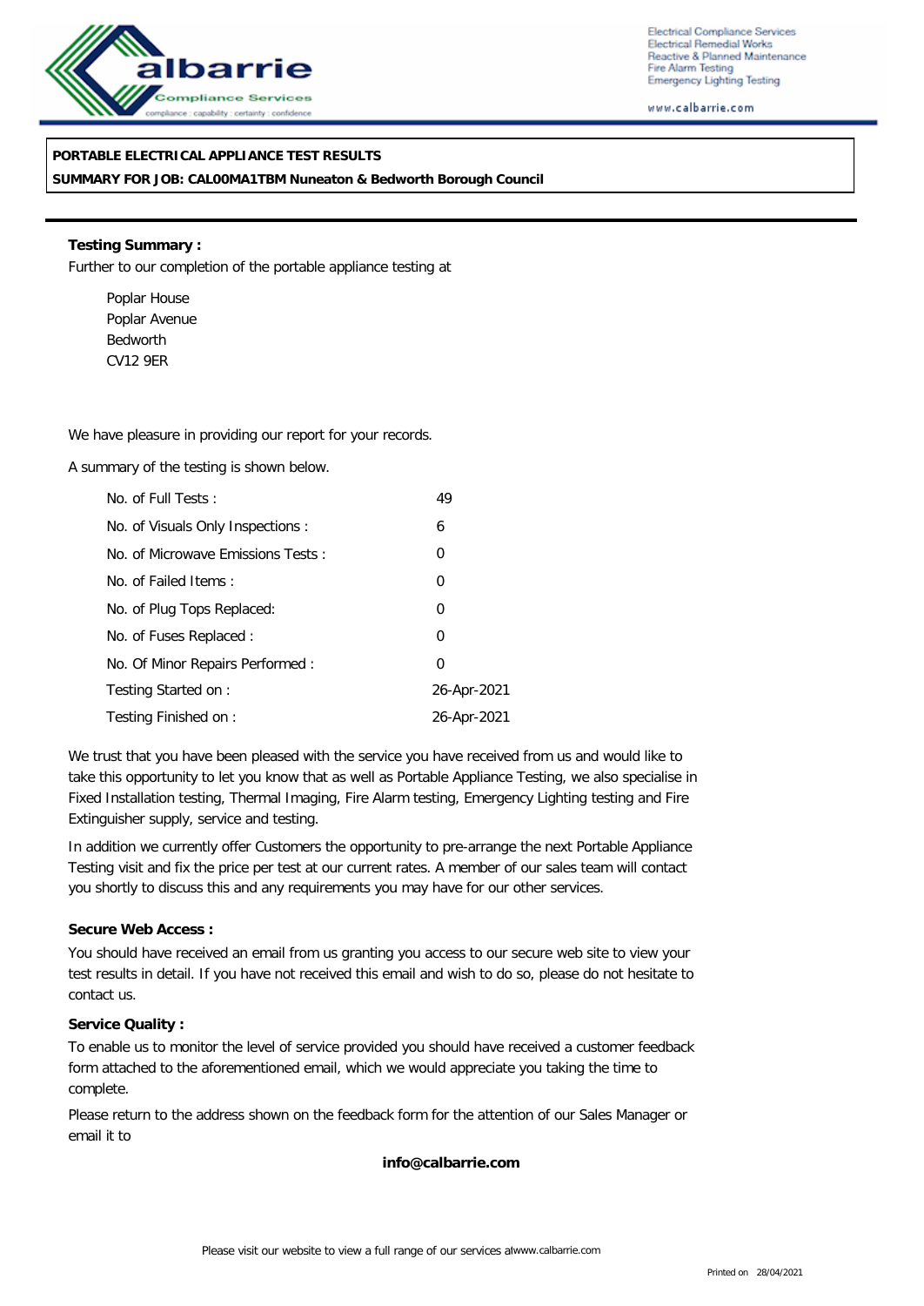Electrical Compliance Services
Electrical Remedial Works
Reactive & Planned Maintenance
Fire Alarm Testing
Emergency Lighting Testing

www.calbarrie.com

**PORTABLE ELECTRICAL APPLIANCE TEST RESULTS**

**SUMMARY FOR JOB: CAL00MA1TBM Nuneaton & Bedworth Borough Council**

**Testing Summary :**

Further to our completion of the portable appliance testing at

Poplar House
Poplar Avenue
Bedworth
CV12 9ER

We have pleasure in providing our report for your records.

A summary of the testing is shown below.

| | |
|---|---|
| No. of Full Tests : | 49 |
| No. of Visuals Only Inspections : | 6 |
| No. of Microwave Emissions Tests : | 0 |
| No. of Failed Items : | 0 |
| No. of Plug Tops Replaced: | 0 |
| No. of Fuses Replaced : | 0 |
| No. Of Minor Repairs Performed : | 0 |
| Testing Started on : | 26-Apr-2021 |
| Testing Finished on : | 26-Apr-2021 |

We trust that you have been pleased with the service you have received from us and would like to take this opportunity to let you know that as well as Portable Appliance Testing, we also specialise in Fixed Installation testing, Thermal Imaging, Fire Alarm testing, Emergency Lighting testing and Fire Extinguisher supply, service and testing.

In addition we currently offer Customers the opportunity to pre-arrange the next Portable Appliance Testing visit and fix the price per test at our current rates. A member of our sales team will contact you shortly to discuss this and any requirements you may have for our other services.

**Secure Web Access :**

You should have received an email from us granting you access to our secure web site to view your test results in detail. If you have not received this email and wish to do so, please do not hesitate to contact us.

**Service Quality :**

To enable us to monitor the level of service provided you should have received a customer feedback form attached to the aforementioned email, which we would appreciate you taking the time to complete.

Please return to the address shown on the feedback form for the attention of our Sales Manager or email it to

**info@calbarrie.com**

Please visit our website to view a full range of our services atwww.calbarrie.com

Printed on 28/04/2021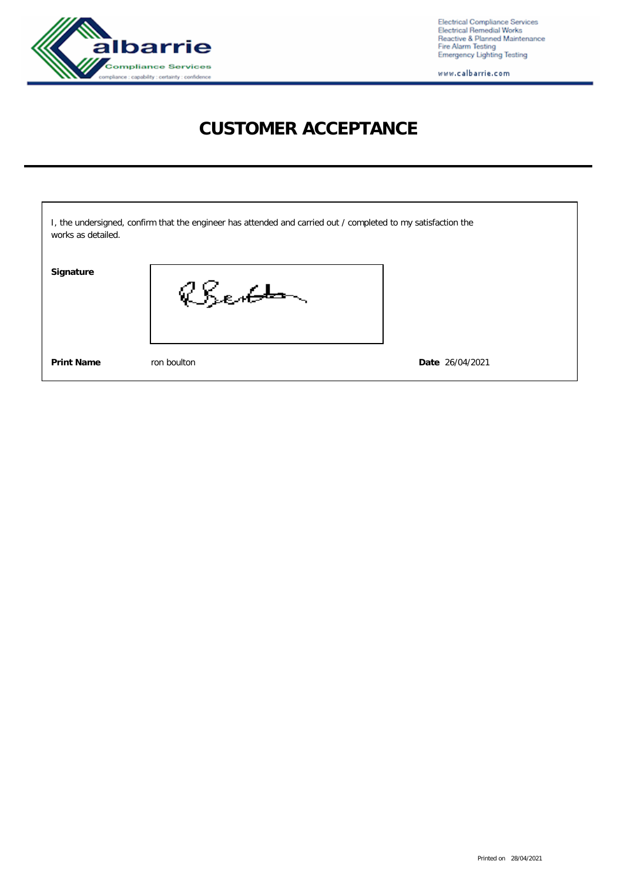# CUSTOMER ACCEPTANCE

I, the undersigned, confirm that the engineer has attended and carried out / completed to my satisfaction the works as detailed.

**Signature**

**Print Name** ron boulton

**Date** 26/04/2021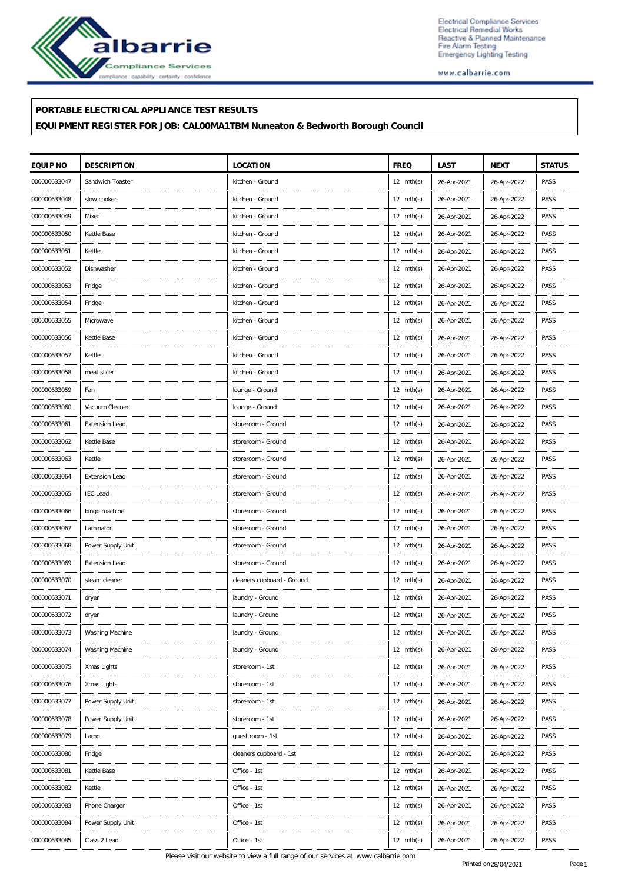**PORTABLE ELECTRICAL APPLIANCE TEST RESULTS**

**EQUIPMENT REGISTER FOR JOB: CAL00MA1TBM Nuneaton & Bedworth Borough Council**

| EQUIP NO | DESCRIPTION | LOCATION | FREQ | LAST | NEXT | STATUS |
|---|---|---|---|---|---|---|
| 000000633047 | Sandwich Toaster | kitchen - Ground | 12 mth(s) | 26-Apr-2021 | 26-Apr-2022 | PASS |
| 000000633048 | slow cooker | kitchen - Ground | 12 mth(s) | 26-Apr-2021 | 26-Apr-2022 | PASS |
| 000000633049 | Mixer | kitchen - Ground | 12 mth(s) | 26-Apr-2021 | 26-Apr-2022 | PASS |
| 000000633050 | Kettle Base | kitchen - Ground | 12 mth(s) | 26-Apr-2021 | 26-Apr-2022 | PASS |
| 000000633051 | Kettle | kitchen - Ground | 12 mth(s) | 26-Apr-2021 | 26-Apr-2022 | PASS |
| 000000633052 | Dishwasher | kitchen - Ground | 12 mth(s) | 26-Apr-2021 | 26-Apr-2022 | PASS |
| 000000633053 | Fridge | kitchen - Ground | 12 mth(s) | 26-Apr-2021 | 26-Apr-2022 | PASS |
| 000000633054 | Fridge | kitchen - Ground | 12 mth(s) | 26-Apr-2021 | 26-Apr-2022 | PASS |
| 000000633055 | Microwave | kitchen - Ground | 12 mth(s) | 26-Apr-2021 | 26-Apr-2022 | PASS |
| 000000633056 | Kettle Base | kitchen - Ground | 12 mth(s) | 26-Apr-2021 | 26-Apr-2022 | PASS |
| 000000633057 | Kettle | kitchen - Ground | 12 mth(s) | 26-Apr-2021 | 26-Apr-2022 | PASS |
| 000000633058 | meat slicer | kitchen - Ground | 12 mth(s) | 26-Apr-2021 | 26-Apr-2022 | PASS |
| 000000633059 | Fan | lounge - Ground | 12 mth(s) | 26-Apr-2021 | 26-Apr-2022 | PASS |
| 000000633060 | Vacuum Cleaner | lounge - Ground | 12 mth(s) | 26-Apr-2021 | 26-Apr-2022 | PASS |
| 000000633061 | Extension Lead | storeroom - Ground | 12 mth(s) | 26-Apr-2021 | 26-Apr-2022 | PASS |
| 000000633062 | Kettle Base | storeroom - Ground | 12 mth(s) | 26-Apr-2021 | 26-Apr-2022 | PASS |
| 000000633063 | Kettle | storeroom - Ground | 12 mth(s) | 26-Apr-2021 | 26-Apr-2022 | PASS |
| 000000633064 | Extension Lead | storeroom - Ground | 12 mth(s) | 26-Apr-2021 | 26-Apr-2022 | PASS |
| 000000633065 | IEC Lead | storeroom - Ground | 12 mth(s) | 26-Apr-2021 | 26-Apr-2022 | PASS |
| 000000633066 | bingo machine | storeroom - Ground | 12 mth(s) | 26-Apr-2021 | 26-Apr-2022 | PASS |
| 000000633067 | Laminator | storeroom - Ground | 12 mth(s) | 26-Apr-2021 | 26-Apr-2022 | PASS |
| 000000633068 | Power Supply Unit | storeroom - Ground | 12 mth(s) | 26-Apr-2021 | 26-Apr-2022 | PASS |
| 000000633069 | Extension Lead | storeroom - Ground | 12 mth(s) | 26-Apr-2021 | 26-Apr-2022 | PASS |
| 000000633070 | steam cleaner | cleaners cupboard - Ground | 12 mth(s) | 26-Apr-2021 | 26-Apr-2022 | PASS |
| 000000633071 | dryer | laundry - Ground | 12 mth(s) | 26-Apr-2021 | 26-Apr-2022 | PASS |
| 000000633072 | dryer | laundry - Ground | 12 mth(s) | 26-Apr-2021 | 26-Apr-2022 | PASS |
| 000000633073 | Washing Machine | laundry - Ground | 12 mth(s) | 26-Apr-2021 | 26-Apr-2022 | PASS |
| 000000633074 | Washing Machine | laundry - Ground | 12 mth(s) | 26-Apr-2021 | 26-Apr-2022 | PASS |
| 000000633075 | Xmas Lights | storeroom - 1st | 12 mth(s) | 26-Apr-2021 | 26-Apr-2022 | PASS |
| 000000633076 | Xmas Lights | storeroom - 1st | 12 mth(s) | 26-Apr-2021 | 26-Apr-2022 | PASS |
| 000000633077 | Power Supply Unit | storeroom - 1st | 12 mth(s) | 26-Apr-2021 | 26-Apr-2022 | PASS |
| 000000633078 | Power Supply Unit | storeroom - 1st | 12 mth(s) | 26-Apr-2021 | 26-Apr-2022 | PASS |
| 000000633079 | Lamp | guest room - 1st | 12 mth(s) | 26-Apr-2021 | 26-Apr-2022 | PASS |
| 000000633080 | Fridge | cleaners cupboard - 1st | 12 mth(s) | 26-Apr-2021 | 26-Apr-2022 | PASS |
| 000000633081 | Kettle Base | Office - 1st | 12 mth(s) | 26-Apr-2021 | 26-Apr-2022 | PASS |
| 000000633082 | Kettle | Office - 1st | 12 mth(s) | 26-Apr-2021 | 26-Apr-2022 | PASS |
| 000000633083 | Phone Charger | Office - 1st | 12 mth(s) | 26-Apr-2021 | 26-Apr-2022 | PASS |
| 000000633084 | Power Supply Unit | Office - 1st | 12 mth(s) | 26-Apr-2021 | 26-Apr-2022 | PASS |
| 000000633085 | Class 2 Lead | Office - 1st | 12 mth(s) | 26-Apr-2021 | 26-Apr-2022 | PASS |

Please visit our website to view a full range of our services at www.calbarrie.com

Printed on 28/04/2021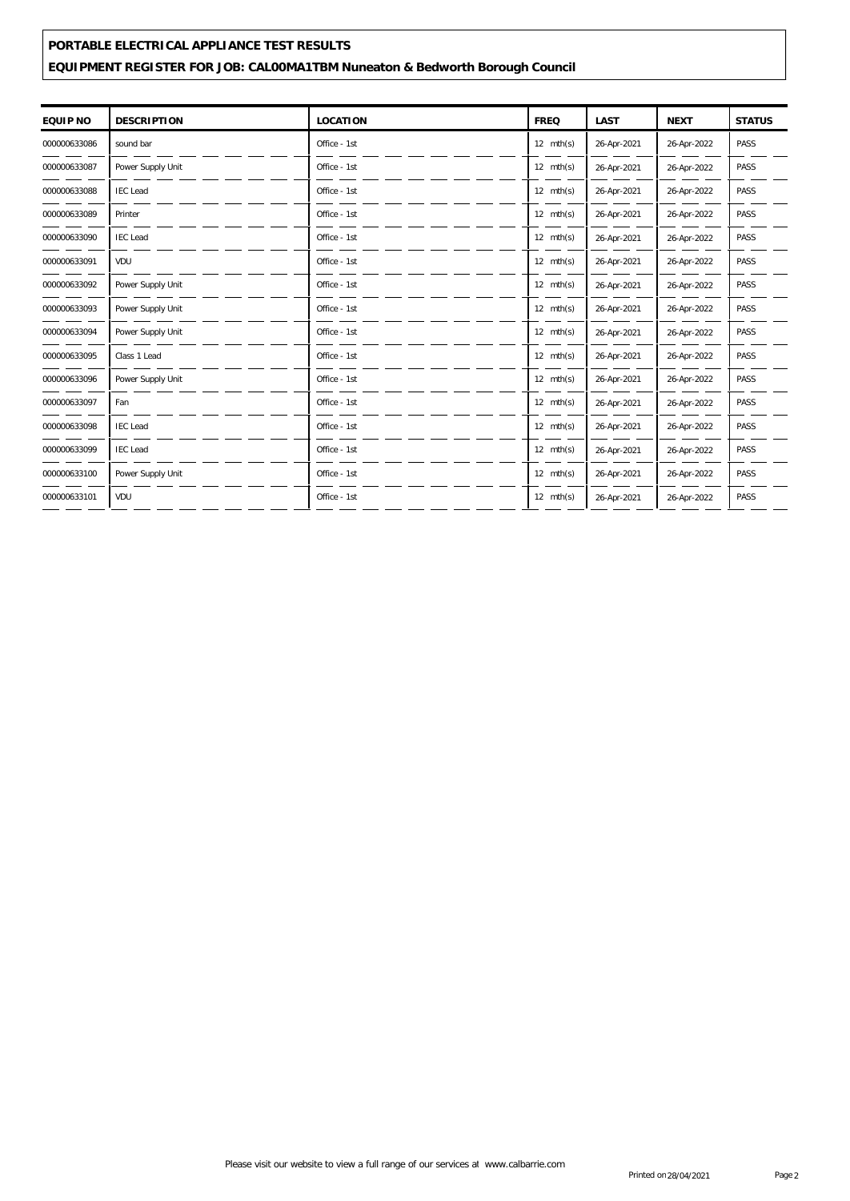**PORTABLE ELECTRICAL APPLIANCE TEST RESULTS**

**EQUIPMENT REGISTER FOR JOB: CAL00MA1TBM Nuneaton & Bedworth Borough Council**

| EQUIP NO | DESCRIPTION | LOCATION | FREQ | LAST | NEXT | STATUS |
|---|---|---|---|---|---|---|
| 000000633086 | sound bar | Office - 1st | 12 mth(s) | 26-Apr-2021 | 26-Apr-2022 | PASS |
| 000000633087 | Power Supply Unit | Office - 1st | 12 mth(s) | 26-Apr-2021 | 26-Apr-2022 | PASS |
| 000000633088 | IEC Lead | Office - 1st | 12 mth(s) | 26-Apr-2021 | 26-Apr-2022 | PASS |
| 000000633089 | Printer | Office - 1st | 12 mth(s) | 26-Apr-2021 | 26-Apr-2022 | PASS |
| 000000633090 | IEC Lead | Office - 1st | 12 mth(s) | 26-Apr-2021 | 26-Apr-2022 | PASS |
| 000000633091 | VDU | Office - 1st | 12 mth(s) | 26-Apr-2021 | 26-Apr-2022 | PASS |
| 000000633092 | Power Supply Unit | Office - 1st | 12 mth(s) | 26-Apr-2021 | 26-Apr-2022 | PASS |
| 000000633093 | Power Supply Unit | Office - 1st | 12 mth(s) | 26-Apr-2021 | 26-Apr-2022 | PASS |
| 000000633094 | Power Supply Unit | Office - 1st | 12 mth(s) | 26-Apr-2021 | 26-Apr-2022 | PASS |
| 000000633095 | Class 1 Lead | Office - 1st | 12 mth(s) | 26-Apr-2021 | 26-Apr-2022 | PASS |
| 000000633096 | Power Supply Unit | Office - 1st | 12 mth(s) | 26-Apr-2021 | 26-Apr-2022 | PASS |
| 000000633097 | Fan | Office - 1st | 12 mth(s) | 26-Apr-2021 | 26-Apr-2022 | PASS |
| 000000633098 | IEC Lead | Office - 1st | 12 mth(s) | 26-Apr-2021 | 26-Apr-2022 | PASS |
| 000000633099 | IEC Lead | Office - 1st | 12 mth(s) | 26-Apr-2021 | 26-Apr-2022 | PASS |
| 000000633100 | Power Supply Unit | Office - 1st | 12 mth(s) | 26-Apr-2021 | 26-Apr-2022 | PASS |
| 000000633101 | VDU | Office - 1st | 12 mth(s) | 26-Apr-2021 | 26-Apr-2022 | PASS |

Please visit our website to view a full range of our services at www.calbarrie.com

Printed on 28/04/2021